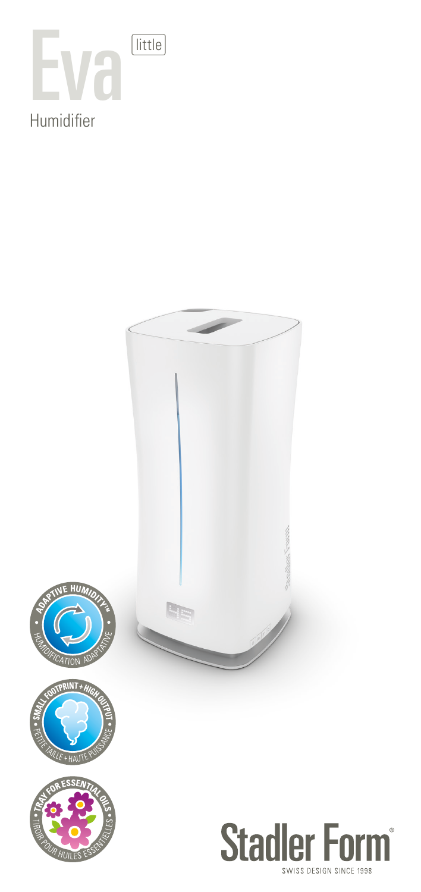# Eva little

Humidifier

ADAPTIVE HUMIDITY™ • HUMIDIFICATION ADAPTATIVE

SMALL FOOTPRINT + HIGH OUTPUT • PETITE TAILLE + HAUTE PUISSANCE

TRAY FOR ESSENTIAL OILS • TIROIR POUR HUILES ESSENTIELLES

Stadler Form®

SWISS DESIGN SINCE 1998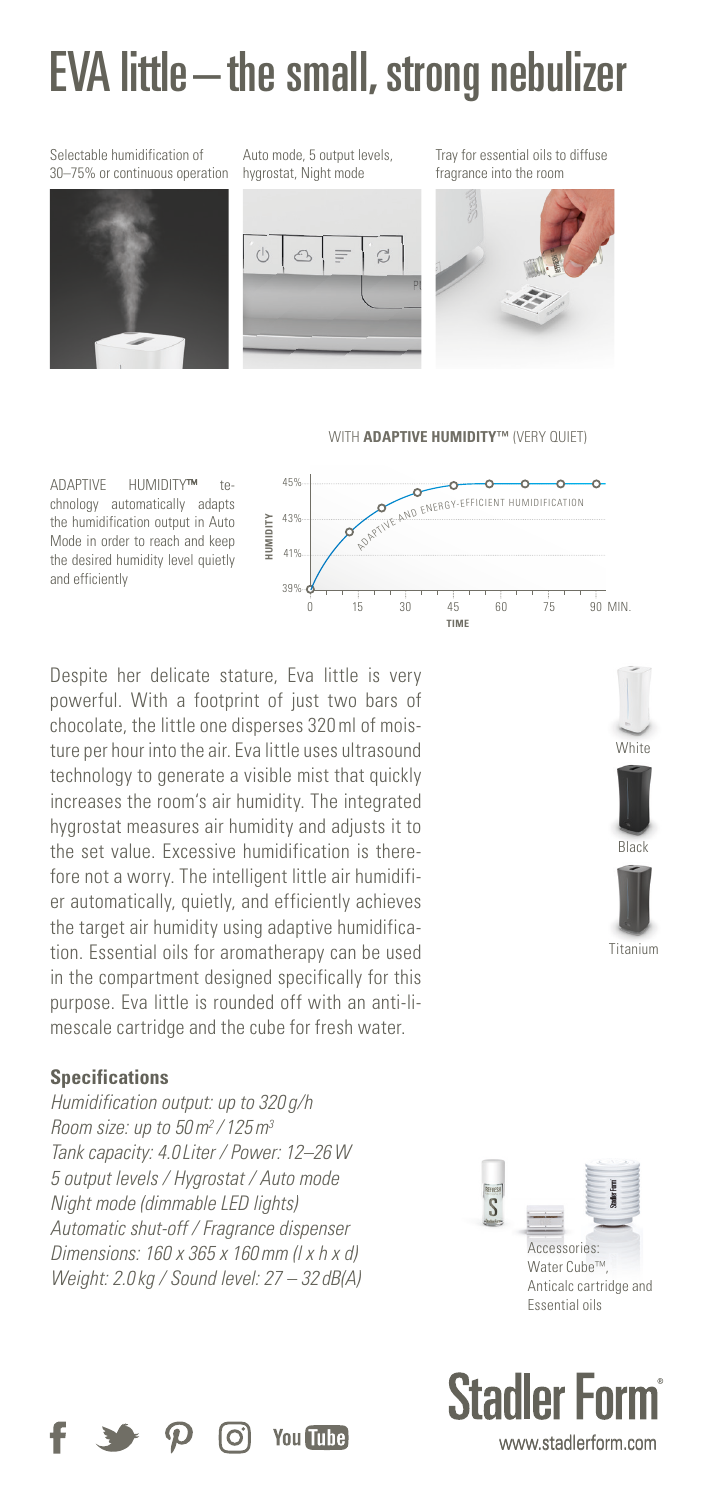# EVA little – the small, strong nebulizer

Selectable humidification of 30–75% or continuous operation

Auto mode, 5 output levels, hygrostat, Night mode

Tray for essential oils to diffuse fragrance into the room

WITH **ADAPTIVE HUMIDITY™** (VERY QUIET)

ADAPTIVE HUMIDITY™ technology automatically adapts the humidification output in Auto Mode in order to reach and keep the desired humidity level quietly and efficiently

HUMIDITY

45%

43%

41%

39%

ADAPTIVE AND ENERGY-EFFICIENT HUMIDIFICATION

0 15 30 45 60 75 90 MIN.

TIME

Despite her delicate stature, Eva little is very powerful. With a footprint of just two bars of chocolate, the little one disperses 320 ml of moisture per hour into the air. Eva little uses ultrasound technology to generate a visible mist that quickly increases the room's air humidity. The integrated hygrostat measures air humidity and adjusts it to the set value. Excessive humidification is therefore not a worry. The intelligent little air humidifier automatically, quietly, and efficiently achieves the target air humidity using adaptive humidification. Essential oils for aromatherapy can be used in the compartment designed specifically for this purpose. Eva little is rounded off with an anti-limescale cartridge and the cube for fresh water.

White

Black

Titanium

### Specifications

*Humidification output: up to 320 g/h*
*Room size: up to 50 m² / 125 m³*
*Tank capacity: 4.0 Liter / Power: 12–26 W*
*5 output levels / Hygrostat / Auto mode*
*Night mode (dimmable LED lights)*
*Automatic shut-off / Fragrance dispenser*
*Dimensions: 160 x 365 x 160 mm (l x h x d)*
*Weight: 2.0 kg / Sound level: 27 – 32 dB(A)*

Accessories: Water Cube™, Anticalc cartridge and Essential oils

**Stadler Form®**

www.stadlerform.com